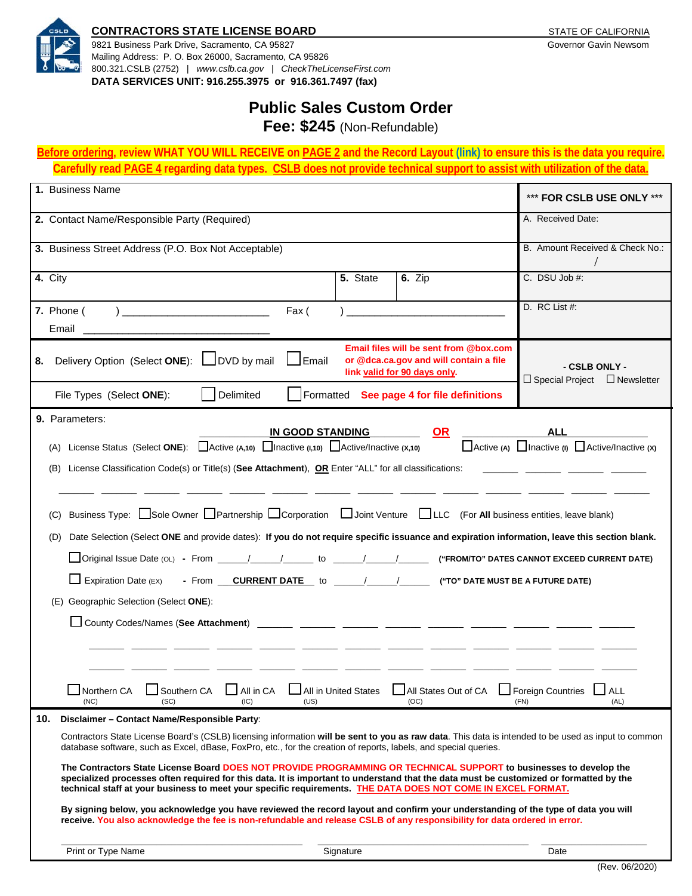**CONTRACTORS STATE LICENSE BOARD**
9821 Business Park Drive, Sacramento, CA 95827
Mailing Address: P. O. Box 26000, Sacramento, CA 95826
800.321.CSLB (2752) | *www.cslb.ca.gov* | *CheckTheLicenseFirst.com*
**DATA SERVICES UNIT: 916.255.3975 or 916.361.7497 (fax)**

STATE OF CALIFORNIA
Governor Gavin Newsom

# Public Sales Custom Order

## Fee: $245 (Non-Refundable)

**Before ordering, review WHAT YOU WILL RECEIVE on PAGE 2 and the Record Layout (link) to ensure this is the data you require. Carefully read PAGE 4 regarding data types. CSLB does not provide technical support to assist with utilization of the data.**

| | *** FOR CSLB USE ONLY *** |
|---|---|
| **1.** Business Name | |
| **2.** Contact Name/Responsible Party (Required) | A. Received Date: |
| **3.** Business Street Address (P.O. Box Not Acceptable) | B. Amount Received & Check No.: / |
| **4.** City &nbsp;&nbsp; **5.** State &nbsp;&nbsp; **6.** Zip | C. DSU Job #: |
| **7.** Phone ( ) ______________ Fax ( ) ______________ Email ______________ | D. RC List #: |
| **8.** Delivery Option (Select **ONE**): ☐ DVD by mail ☐ Email — **Email files will be sent from @box.com or @dca.ca.gov and will contain a file link valid for 90 days only.** | **- CSLB ONLY -** ☐ Special Project ☐ Newsletter |
| File Types (Select **ONE**): ☐ Delimited ☐ Formatted **See page 4 for file definitions** | |

**9.** Parameters:

(A) License Status (Select **ONE**):
- **IN GOOD STANDING:** ☐ Active (A,10) ☐ Inactive (I,10) ☐ Active/Inactive (X,10)
- **OR**
- **ALL:** ☐ Active (A) ☐ Inactive (I) ☐ Active/Inactive (X)

(B) License Classification Code(s) or Title(s) (**See Attachment**), **OR** Enter "ALL" for all classifications: ______ ______ ______ ______

(C) Business Type: ☐ Sole Owner ☐ Partnership ☐ Corporation ☐ Joint Venture ☐ LLC (For **All** business entities, leave blank)

(D) Date Selection (Select **ONE** and provide dates): **If you do not require specific issuance and expiration information, leave this section blank.**

☐ Original Issue Date (OL) - From ____/____/____ to ____/____/____ **("FROM/TO" DATES CANNOT EXCEED CURRENT DATE)**

☐ Expiration Date (EX) - From **CURRENT DATE** to ____/____/____ **("TO" DATE MUST BE A FUTURE DATE)**

(E) Geographic Selection (Select **ONE**):

☐ County Codes/Names (**See Attachment**) ______ ______ ______ ______ ______

☐ Northern CA (NC) ☐ Southern CA (SC) ☐ All in CA (IC) ☐ All in United States (US) ☐ All States Out of CA (OC) ☐ Foreign Countries (FN) ☐ ALL (AL)

**10. Disclaimer – Contact Name/Responsible Party**:

Contractors State License Board's (CSLB) licensing information **will be sent to you as raw data**. This data is intended to be used as input to common database software, such as Excel, dBase, FoxPro, etc., for the creation of reports, labels, and special queries.

**The Contractors State License Board DOES NOT PROVIDE PROGRAMMING OR TECHNICAL SUPPORT to businesses to develop the specialized processes often required for this data. It is important to understand that the data must be customized or formatted by the technical staff at your business to meet your specific requirements. THE DATA DOES NOT COME IN EXCEL FORMAT.**

**By signing below, you acknowledge you have reviewed the record layout and confirm your understanding of the type of data you will receive. You also acknowledge the fee is non-refundable and release CSLB of any responsibility for data ordered in error.**

| Print or Type Name | Signature | Date |
|---|---|---|

(Rev. 06/2020)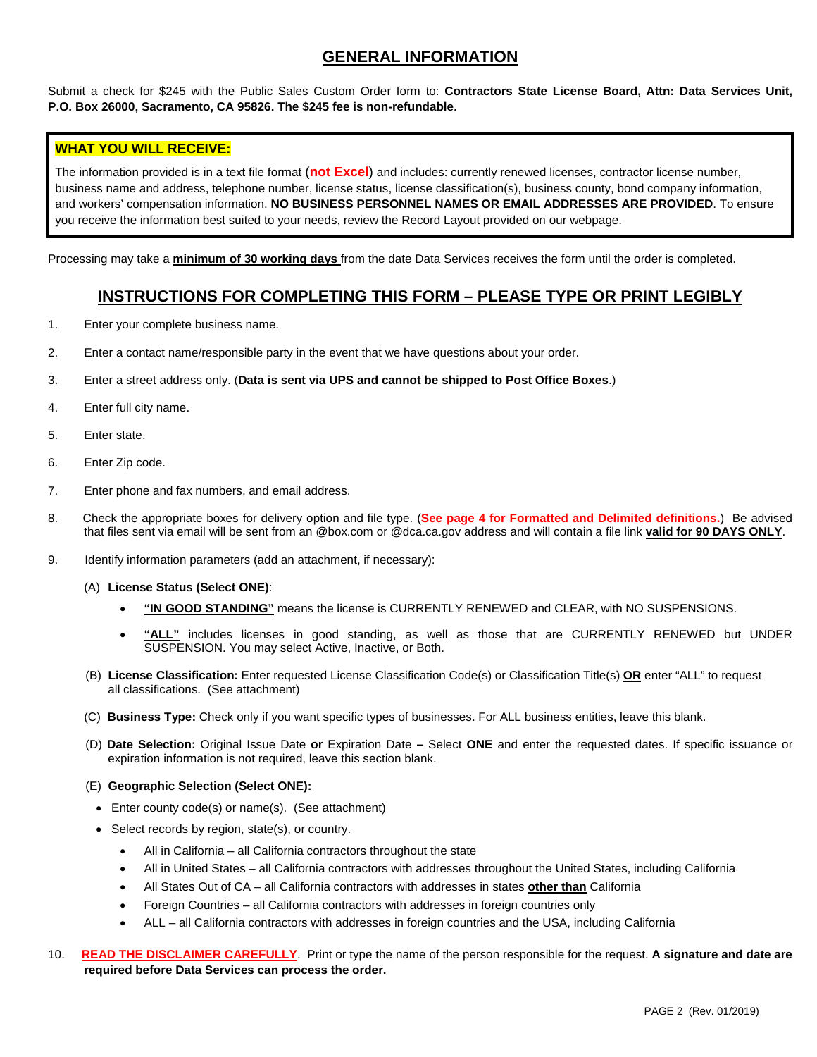## GENERAL INFORMATION

Submit a check for $245 with the Public Sales Custom Order form to: **Contractors State License Board, Attn: Data Services Unit, P.O. Box 26000, Sacramento, CA 95826. The $245 fee is non-refundable.**

**WHAT YOU WILL RECEIVE:**

The information provided is in a text file format (**not Excel**) and includes: currently renewed licenses, contractor license number, business name and address, telephone number, license status, license classification(s), business county, bond company information, and workers' compensation information. **NO BUSINESS PERSONNEL NAMES OR EMAIL ADDRESSES ARE PROVIDED**. To ensure you receive the information best suited to your needs, review the Record Layout provided on our webpage.

Processing may take a **minimum of 30 working days** from the date Data Services receives the form until the order is completed.

## INSTRUCTIONS FOR COMPLETING THIS FORM – PLEASE TYPE OR PRINT LEGIBLY

1. Enter your complete business name.
2. Enter a contact name/responsible party in the event that we have questions about your order.
3. Enter a street address only. (**Data is sent via UPS and cannot be shipped to Post Office Boxes**.)
4. Enter full city name.
5. Enter state.
6. Enter Zip code.
7. Enter phone and fax numbers, and email address.
8. Check the appropriate boxes for delivery option and file type. (**See page 4 for Formatted and Delimited definitions.**) Be advised that files sent via email will be sent from an @box.com or @dca.ca.gov address and will contain a file link **valid for 90 DAYS ONLY**.
9. Identify information parameters (add an attachment, if necessary):

   (A) **License Status (Select ONE)**:
   - **"IN GOOD STANDING"** means the license is CURRENTLY RENEWED and CLEAR, with NO SUSPENSIONS.
   - **"ALL"** includes licenses in good standing, as well as those that are CURRENTLY RENEWED but UNDER SUSPENSION. You may select Active, Inactive, or Both.

   (B) **License Classification:** Enter requested License Classification Code(s) or Classification Title(s) **OR** enter "ALL" to request all classifications. (See attachment)

   (C) **Business Type:** Check only if you want specific types of businesses. For ALL business entities, leave this blank.

   (D) **Date Selection:** Original Issue Date **or** Expiration Date **–** Select **ONE** and enter the requested dates. If specific issuance or expiration information is not required, leave this section blank.

   (E) **Geographic Selection (Select ONE):**
   - Enter county code(s) or name(s). (See attachment)
   - Select records by region, state(s), or country.
     - All in California – all California contractors throughout the state
     - All in United States – all California contractors with addresses throughout the United States, including California
     - All States Out of CA – all California contractors with addresses in states **other than** California
     - Foreign Countries – all California contractors with addresses in foreign countries only
     - ALL – all California contractors with addresses in foreign countries and the USA, including California

10. **READ THE DISCLAIMER CAREFULLY**. Print or type the name of the person responsible for the request. **A signature and date are required before Data Services can process the order.**

(Rev. 01/2019)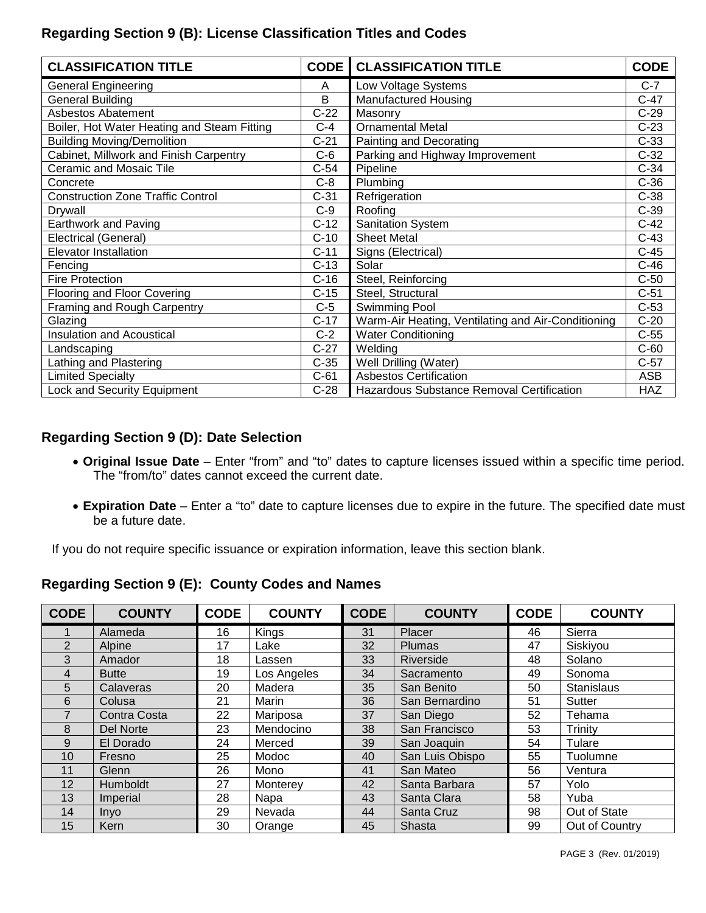## Regarding Section 9 (B): License Classification Titles and Codes

| CLASSIFICATION TITLE | CODE | CLASSIFICATION TITLE | CODE |
|---|---|---|---|
| General Engineering | A | Low Voltage Systems | C-7 |
| General Building | B | Manufactured Housing | C-47 |
| Asbestos Abatement | C-22 | Masonry | C-29 |
| Boiler, Hot Water Heating and Steam Fitting | C-4 | Ornamental Metal | C-23 |
| Building Moving/Demolition | C-21 | Painting and Decorating | C-33 |
| Cabinet, Millwork and Finish Carpentry | C-6 | Parking and Highway Improvement | C-32 |
| Ceramic and Mosaic Tile | C-54 | Pipeline | C-34 |
| Concrete | C-8 | Plumbing | C-36 |
| Construction Zone Traffic Control | C-31 | Refrigeration | C-38 |
| Drywall | C-9 | Roofing | C-39 |
| Earthwork and Paving | C-12 | Sanitation System | C-42 |
| Electrical (General) | C-10 | Sheet Metal | C-43 |
| Elevator Installation | C-11 | Signs (Electrical) | C-45 |
| Fencing | C-13 | Solar | C-46 |
| Fire Protection | C-16 | Steel, Reinforcing | C-50 |
| Flooring and Floor Covering | C-15 | Steel, Structural | C-51 |
| Framing and Rough Carpentry | C-5 | Swimming Pool | C-53 |
| Glazing | C-17 | Warm-Air Heating, Ventilating and Air-Conditioning | C-20 |
| Insulation and Acoustical | C-2 | Water Conditioning | C-55 |
| Landscaping | C-27 | Welding | C-60 |
| Lathing and Plastering | C-35 | Well Drilling (Water) | C-57 |
| Limited Specialty | C-61 | Asbestos Certification | ASB |
| Lock and Security Equipment | C-28 | Hazardous Substance Removal Certification | HAZ |

## Regarding Section 9 (D): Date Selection

- **Original Issue Date** – Enter "from" and "to" dates to capture licenses issued within a specific time period. The "from/to" dates cannot exceed the current date.
- **Expiration Date** – Enter a "to" date to capture licenses due to expire in the future. The specified date must be a future date.

If you do not require specific issuance or expiration information, leave this section blank.

## Regarding Section 9 (E): County Codes and Names

| CODE | COUNTY | CODE | COUNTY | CODE | COUNTY | CODE | COUNTY |
|---|---|---|---|---|---|---|---|
| 1 | Alameda | 16 | Kings | 31 | Placer | 46 | Sierra |
| 2 | Alpine | 17 | Lake | 32 | Plumas | 47 | Siskiyou |
| 3 | Amador | 18 | Lassen | 33 | Riverside | 48 | Solano |
| 4 | Butte | 19 | Los Angeles | 34 | Sacramento | 49 | Sonoma |
| 5 | Calaveras | 20 | Madera | 35 | San Benito | 50 | Stanislaus |
| 6 | Colusa | 21 | Marin | 36 | San Bernardino | 51 | Sutter |
| 7 | Contra Costa | 22 | Mariposa | 37 | San Diego | 52 | Tehama |
| 8 | Del Norte | 23 | Mendocino | 38 | San Francisco | 53 | Trinity |
| 9 | El Dorado | 24 | Merced | 39 | San Joaquin | 54 | Tulare |
| 10 | Fresno | 25 | Modoc | 40 | San Luis Obispo | 55 | Tuolumne |
| 11 | Glenn | 26 | Mono | 41 | San Mateo | 56 | Ventura |
| 12 | Humboldt | 27 | Monterey | 42 | Santa Barbara | 57 | Yolo |
| 13 | Imperial | 28 | Napa | 43 | Santa Clara | 58 | Yuba |
| 14 | Inyo | 29 | Nevada | 44 | Santa Cruz | 98 | Out of State |
| 15 | Kern | 30 | Orange | 45 | Shasta | 99 | Out of Country |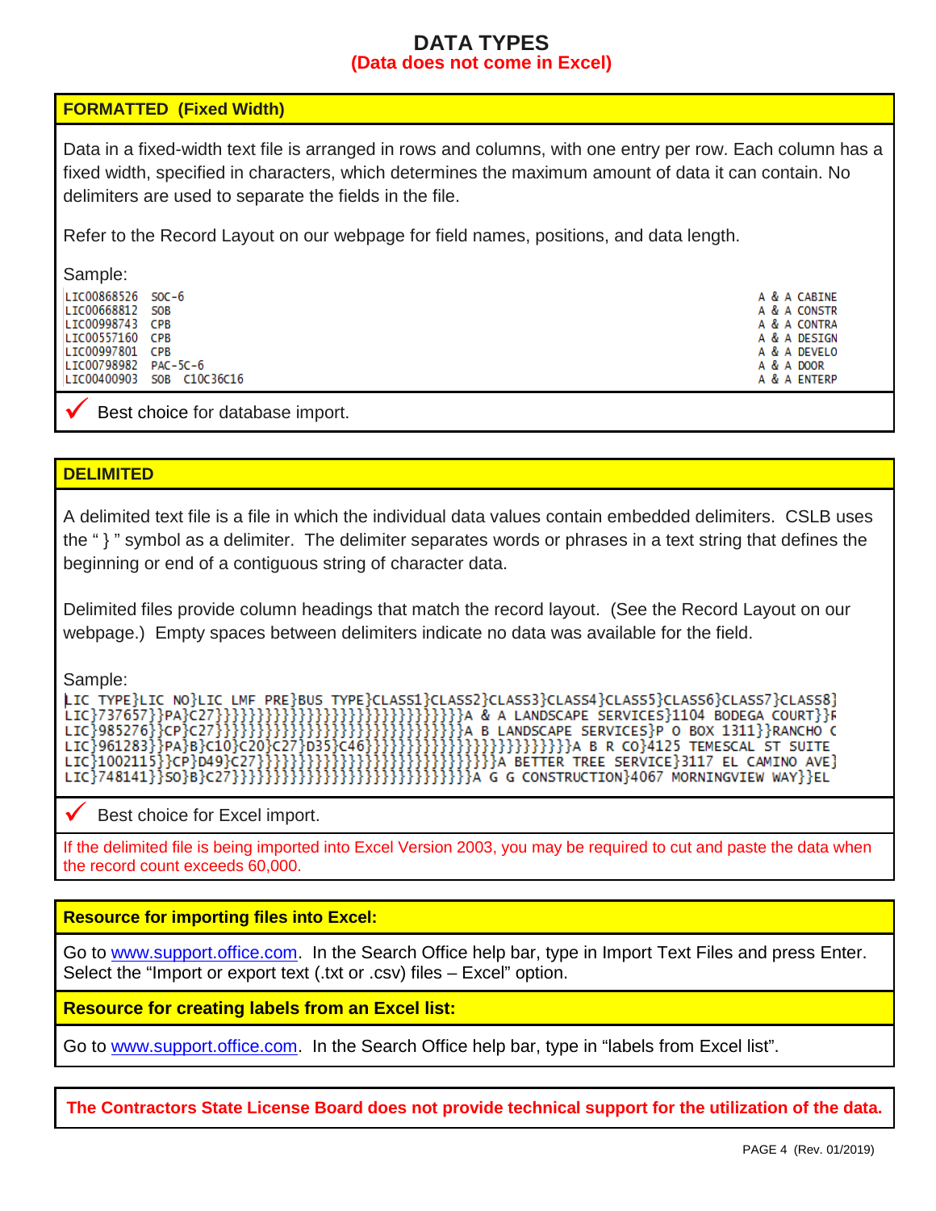# DATA TYPES

**(Data does not come in Excel)**

## FORMATTED (Fixed Width)

Data in a fixed-width text file is arranged in rows and columns, with one entry per row. Each column has a fixed width, specified in characters, which determines the maximum amount of data it can contain. No delimiters are used to separate the fields in the file.

Refer to the Record Layout on our webpage for field names, positions, and data length.

Sample:

```
LIC00868526  SOC-6                                                                                      A & A CABINE
LIC00668812  SOB                                                                                        A & A CONSTR
LIC00998743  CPB                                                                                        A & A CONTRA
LIC00557160  CPB                                                                                        A & A DESIGN
LIC00997801  CPB                                                                                        A & A DEVELO
LIC00798982  PAC-5C-6                                                                                   A & A DOOR
LIC00400903  SOB  C10C36C16                                                                             A & A ENTERP
```

✓ Best choice for database import.

## DELIMITED

A delimited text file is a file in which the individual data values contain embedded delimiters. CSLB uses the " } " symbol as a delimiter. The delimiter separates words or phrases in a text string that defines the beginning or end of a contiguous string of character data.

Delimited files provide column headings that match the record layout. (See the Record Layout on our webpage.) Empty spaces between delimiters indicate no data was available for the field.

Sample:

```
LIC TYPE}LIC NO}LIC LMF PRE}BUS TYPE}CLASS1}CLASS2}CLASS3}CLASS4}CLASS5}CLASS6}CLASS7}CLASS8}
LIC}737657}}PA}C27}}}}}}}}}}}}}}}}}}}}}}}}}}}}}}}A & A LANDSCAPE SERVICES}1104 BODEGA COURT}}R
LIC}985276}}CP}C27}}}}}}}}}}}}}}}}}}}}}}}}}}}}}}}A B LANDSCAPE SERVICES}P O BOX 1311}}RANCHO C
LIC}961283}}PA}B}C10}C20}C27}D35}C46}}}}}}}}}}}}}}}}}}}}}}}}}A B R CO}4125 TEMESCAL ST SUITE
LIC}1002115}}CP}D49}C27}}}}}}}}}}}}}}}}}}}}}}}}}}}}}A BETTER TREE SERVICE}3117 EL CAMINO AVE}
LIC}748141}}SO}B}C27}}}}}}}}}}}}}}}}}}}}}}}}}}}}}}A G G CONSTRUCTION}4067 MORNINGVIEW WAY}}EL
```

✓ Best choice for Excel import.

If the delimited file is being imported into Excel Version 2003, you may be required to cut and paste the data when the record count exceeds 60,000.

## Resource for importing files into Excel:

Go to www.support.office.com. In the Search Office help bar, type in Import Text Files and press Enter. Select the "Import or export text (.txt or .csv) files – Excel" option.

## Resource for creating labels from an Excel list:

Go to www.support.office.com. In the Search Office help bar, type in "labels from Excel list".

**The Contractors State License Board does not provide technical support for the utilization of the data.**

(Rev. 01/2019)